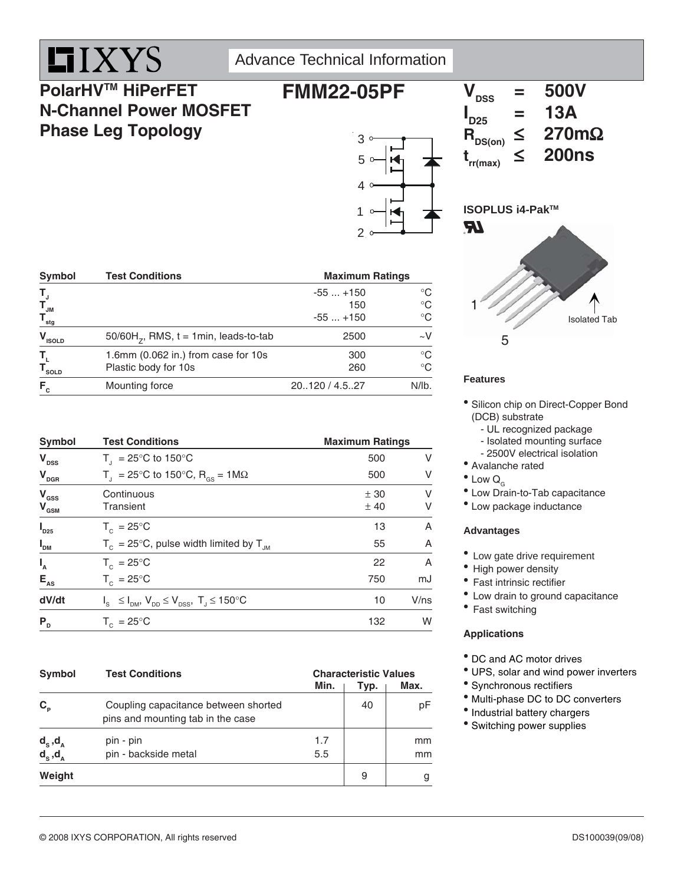IXYS

Advance Technical Information

# PolarHV™ HiPerFET N-Channel Power MOSFET Phase Leg Topology

# FMM22-05PF

$V_{DSS}$ = 500V
$I_{D25}$ = 13A
$R_{DS(on)}$ ≤ 270mΩ
$t_{rr(max)}$ ≤ 200ns

ISOPLUS i4-Pak™

1 5 Isolated Tab

| Symbol | Test Conditions | Maximum Ratings | |
|---|---|---|---|
| $T_J$ | | -55 ... +150 | °C |
| $T_{JM}$ | | 150 | °C |
| $T_{stg}$ | | -55 ... +150 | °C |
| $V_{ISOLD}$ | 50/60$H_Z$, RMS, t = 1min, leads-to-tab | 2500 | ~V |
| $T_L$ | 1.6mm (0.062 in.) from case for 10s | 300 | °C |
| $T_{SOLD}$ | Plastic body for 10s | 260 | °C |
| $F_C$ | Mounting force | 20..120 / 4.5..27 | N/lb. |

| Symbol | Test Conditions | Maximum Ratings | |
|---|---|---|---|
| $V_{DSS}$ | $T_J$ = 25°C to 150°C | 500 | V |
| $V_{DGR}$ | $T_J$ = 25°C to 150°C, $R_{GS}$ = 1MΩ | 500 | V |
| $V_{GSS}$ | Continuous | ± 30 | V |
| $V_{GSM}$ | Transient | ± 40 | V |
| $I_{D25}$ | $T_C$ = 25°C | 13 | A |
| $I_{DM}$ | $T_C$ = 25°C, pulse width limited by $T_{JM}$ | 55 | A |
| $I_A$ | $T_C$ = 25°C | 22 | A |
| $E_{AS}$ | $T_C$ = 25°C | 750 | mJ |
| dV/dt | $I_S \leq I_{DM}$, $V_{DD} \leq V_{DSS}$, $T_J \leq 150$°C | 10 | V/ns |
| $P_D$ | $T_C$ = 25°C | 132 | W |

| Symbol | Test Conditions | Characteristic Values Min. | Typ. | Max. | |
|---|---|---|---|---|---|
| $C_P$ | Coupling capacitance between shorted pins and mounting tab in the case | | 40 | | pF |
| $d_S$,$d_A$ | pin - pin | 1.7 | | | mm |
| $d_S$,$d_A$ | pin - backside metal | 5.5 | | | mm |
| Weight | | | 9 | | g |

## Features

- Silicon chip on Direct-Copper Bond (DCB) substrate
  - UL recognized package
  - Isolated mounting surface
  - 2500V electrical isolation
- Avalanche rated
- Low $Q_G$
- Low Drain-to-Tab capacitance
- Low package inductance

## Advantages

- Low gate drive requirement
- High power density
- Fast intrinsic rectifier
- Low drain to ground capacitance
- Fast switching

## Applications

- DC and AC motor drives
- UPS, solar and wind power inverters
- Synchronous rectifiers
- Multi-phase DC to DC converters
- Industrial battery chargers
- Switching power supplies

© 2008 IXYS CORPORATION, All rights reserved

DS100039(09/08)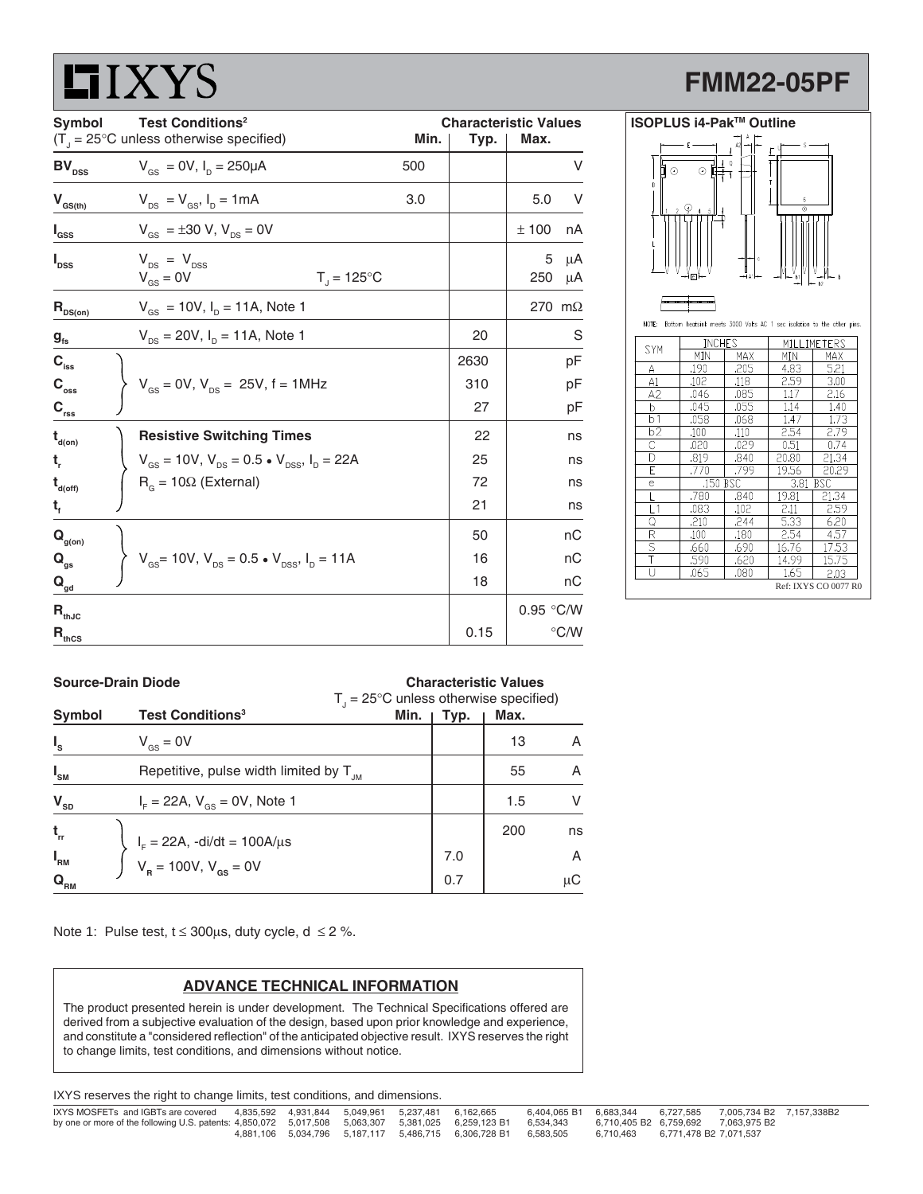# FMM22-05PF

| Symbol | Test Conditions[2] ($T_J$ = 25°C unless otherwise specified) | Min. | Typ. | Max. | |
|---|---|---|---|---|---|
| $BV_{DSS}$ | $V_{GS}$ = 0V, $I_D$ = 250μA | 500 | | | V |
| $V_{GS(th)}$ | $V_{DS}$ = $V_{GS}$, $I_D$ = 1mA | 3.0 | | 5.0 | V |
| $I_{GSS}$ | $V_{GS}$ = ±30 V, $V_{DS}$ = 0V | | | ± 100 | nA |
| $I_{DSS}$ | $V_{DS}$ = $V_{DSS}$ $V_{GS}$ = 0V | | | 5 | μA |
| | $T_J$ = 125°C | | | 250 | μA |
| $R_{DS(on)}$ | $V_{GS}$ = 10V, $I_D$ = 11A, Note 1 | | | 270 | mΩ |
| $g_{fs}$ | $V_{DS}$ = 20V, $I_D$ = 11A, Note 1 | | 20 | | S |
| $C_{iss}$ | $V_{GS}$ = 0V, $V_{DS}$ = 25V, f = 1MHz | | 2630 | | pF |
| $C_{oss}$ | | | 310 | | pF |
| $C_{rss}$ | | | 27 | | pF |
| $t_{d(on)}$ | **Resistive Switching Times** | | 22 | | ns |
| $t_r$ | $V_{GS}$ = 10V, $V_{DS}$ = 0.5 • $V_{DSS}$, $I_D$ = 22A | | 25 | | ns |
| $t_{d(off)}$ | $R_G$ = 10Ω (External) | | 72 | | ns |
| $t_f$ | | | 21 | | ns |
| $Q_{g(on)}$ | $V_{GS}$= 10V, $V_{DS}$ = 0.5 • $V_{DSS}$, $I_D$ = 11A | | 50 | | nC |
| $Q_{gs}$ | | | 16 | | nC |
| $Q_{gd}$ | | | 18 | | nC |
| $R_{thJC}$ | | | | 0.95 | °C/W |
| $R_{thCS}$ | | | 0.15 | | °C/W |

## ISOPLUS i4-Pak™ Outline

NOTE: Bottom heatsink meets 3000 Volts AC 1 sec isolation to the other pins.

| SYM | INCHES MIN | INCHES MAX | MILLIMETERS MIN | MILLIMETERS MAX |
|---|---|---|---|---|
| A | .190 | .205 | 4.83 | 5.21 |
| A1 | .102 | .118 | 2.59 | 3.00 |
| A2 | .046 | .085 | 1.17 | 2.16 |
| b | .045 | .055 | 1.14 | 1.40 |
| b1 | .058 | .068 | 1.47 | 1.73 |
| b2 | .100 | .110 | 2.54 | 2.79 |
| C | .020 | .029 | 0.51 | 0.74 |
| D | .819 | .840 | 20.80 | 21.34 |
| E | .770 | .799 | 19.56 | 20.29 |
| e | .150 BSC | | 3.81 BSC | |
| L | .780 | .840 | 19.81 | 21.34 |
| L1 | .083 | .102 | 2.11 | 2.59 |
| Q | .210 | .244 | 5.33 | 6.20 |
| R | .100 | .180 | 2.54 | 4.57 |
| S | .660 | .690 | 16.76 | 17.53 |
| T | .590 | .620 | 14.99 | 15.75 |
| U | .065 | .080 | 1.65 | 2.03 |

Ref: IXYS CO 0077 R0

## Source-Drain Diode

| Symbol | Test Conditions[3] ($T_J$ = 25°C unless otherwise specified) | Min. | Typ. | Max. | |
|---|---|---|---|---|---|
| $I_S$ | $V_{GS}$ = 0V | | | 13 | A |
| $I_{SM}$ | Repetitive, pulse width limited by $T_{JM}$ | | | 55 | A |
| $V_{SD}$ | $I_F$ = 22A, $V_{GS}$ = 0V, Note 1 | | | 1.5 | V |
| $t_{rr}$ | $I_F$ = 22A, -di/dt = 100A/μs, $V_R$ = 100V, $V_{GS}$ = 0V | | | 200 | ns |
| $I_{RM}$ | | | 7.0 | | A |
| $Q_{RM}$ | | | 0.7 | | μC |

Note 1: Pulse test, t ≤ 300μs, duty cycle, d ≤ 2 %.

**ADVANCE TECHNICAL INFORMATION**

The product presented herein is under development. The Technical Specifications offered are derived from a subjective evaluation of the design, based upon prior knowledge and experience, and constitute a "considered reflection" of the anticipated objective result. IXYS reserves the right to change limits, test conditions, and dimensions without notice.

IXYS reserves the right to change limits, test conditions, and dimensions.

IXYS MOSFETs and IGBTs are covered by one or more of the following U.S. patents: 4,835,592 4,931,844 5,049,961 5,237,481 6,162,665 6,404,065 B1 6,683,344 6,727,585 7,005,734 B2 7,157,338B2 4,850,072 5,017,508 5,063,307 5,381,025 6,259,123 B1 6,534,343 6,710,405 B2 6,759,692 7,063,975 B2 4,881,106 5,034,796 5,187,117 5,486,715 6,306,728 B1 6,583,505 6,710,463 6,771,478 B2 7,071,537